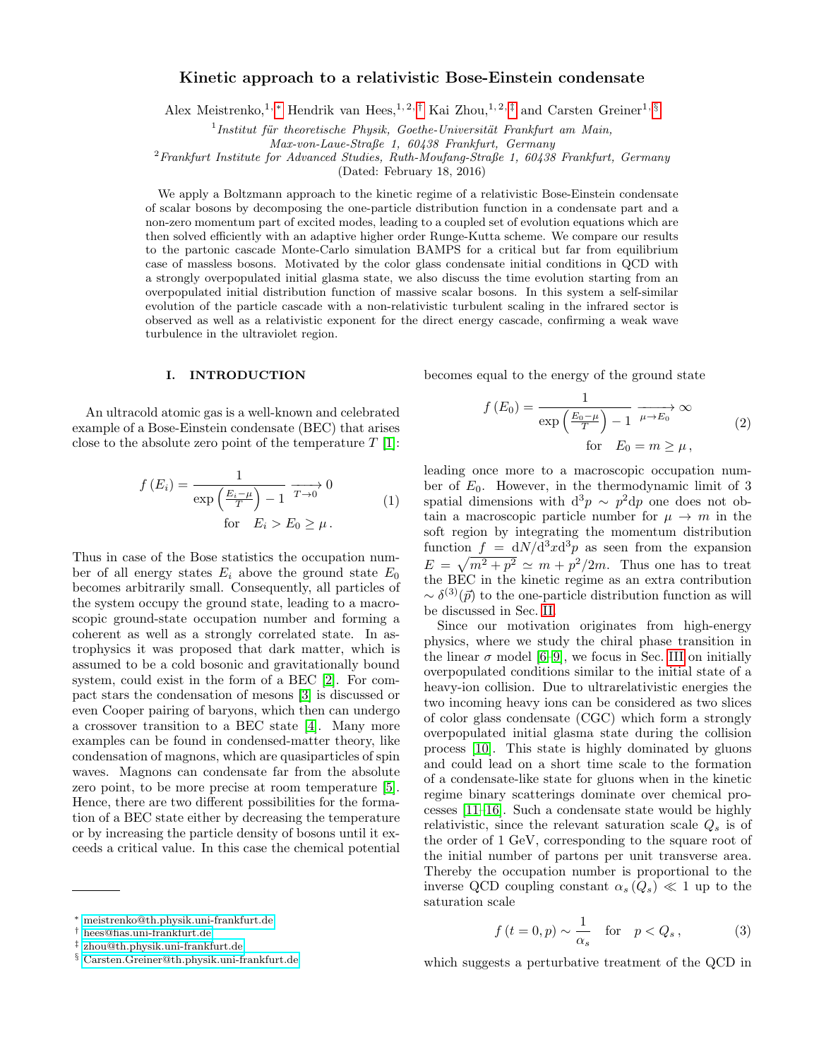# Kinetic approach to a relativistic Bose-Einstein condensate

Alex Meistrenko,[1,*] Hendrik van Hees,[1,2,†] Kai Zhou,[1,2,‡] and Carsten Greiner[1,§]

[1] *Institut für theoretische Physik, Goethe-Universität Frankfurt am Main, Max-von-Laue-Straße 1, 60438 Frankfurt, Germany*

[2] *Frankfurt Institute for Advanced Studies, Ruth-Moufang-Straße 1, 60438 Frankfurt, Germany*

(Dated: February 18, 2016)

We apply a Boltzmann approach to the kinetic regime of a relativistic Bose-Einstein condensate of scalar bosons by decomposing the one-particle distribution function in a condensate part and a non-zero momentum part of excited modes, leading to a coupled set of evolution equations which are then solved efficiently with an adaptive higher order Runge-Kutta scheme. We compare our results to the partonic cascade Monte-Carlo simulation BAMPS for a critical but far from equilibrium case of massless bosons. Motivated by the color glass condensate initial conditions in QCD with a strongly overpopulated initial glasma state, we also discuss the time evolution starting from an overpopulated initial distribution function of massive scalar bosons. In this system a self-similar evolution of the particle cascade with a non-relativistic turbulent scaling in the infrared sector is observed as well as a relativistic exponent for the direct energy cascade, confirming a weak wave turbulence in the ultraviolet region.

## I. INTRODUCTION

An ultracold atomic gas is a well-known and celebrated example of a Bose-Einstein condensate (BEC) that arises close to the absolute zero point of the temperature $T$ [1]:

$$f(E_i) = \frac{1}{\exp\left(\frac{E_i - \mu}{T}\right) - 1} \xrightarrow[T \to 0]{} 0 \qquad \text{for} \quad E_i > E_0 \geq \mu \,. \tag{1}$$

Thus in case of the Bose statistics the occupation number of all energy states $E_i$ above the ground state $E_0$ becomes arbitrarily small. Consequently, all particles of the system occupy the ground state, leading to a macroscopic ground-state occupation number and forming a coherent as well as a strongly correlated state. In astrophysics it was proposed that dark matter, which is assumed to be a cold bosonic and gravitationally bound system, could exist in the form of a BEC [2]. For compact stars the condensation of mesons [3] is discussed or even Cooper pairing of baryons, which then can undergo a crossover transition to a BEC state [4]. Many more examples can be found in condensed-matter theory, like condensation of magnons, which are quasiparticles of spin waves. Magnons can condensate far from the absolute zero point, to be more precise at room temperature [5]. Hence, there are two different possibilities for the formation of a BEC state either by decreasing the temperature or by increasing the particle density of bosons until it exceeds a critical value. In this case the chemical potential becomes equal to the energy of the ground state

$$f(E_0) = \frac{1}{\exp\left(\frac{E_0 - \mu}{T}\right) - 1} \xrightarrow[\mu \to E_0]{} \infty \qquad \text{for} \quad E_0 = m \geq \mu \,, \tag{2}$$

leading once more to a macroscopic occupation number of $E_0$. However, in the thermodynamic limit of 3 spatial dimensions with $\mathrm{d}^3p \sim p^2 \mathrm{d}p$ one does not obtain a macroscopic particle number for $\mu \to m$ in the soft region by integrating the momentum distribution function $f = \mathrm{d}N/\mathrm{d}^3x\mathrm{d}^3p$ as seen from the expansion $E = \sqrt{m^2 + p^2} \simeq m + p^2/2m$. Thus one has to treat the BEC in the kinetic regime as an extra contribution $\sim \delta^{(3)}(\vec{p})$ to the one-particle distribution function as will be discussed in Sec. II.

Since our motivation originates from high-energy physics, where we study the chiral phase transition in the linear $\sigma$ model [6–9], we focus in Sec. III on initially overpopulated conditions similar to the initial state of a heavy-ion collision. Due to ultrarelativistic energies the two incoming heavy ions can be considered as two slices of color glass condensate (CGC) which form a strongly overpopulated initial glasma state during the collision process [10]. This state is highly dominated by gluons and could lead on a short time scale to the formation of a condensate-like state for gluons when in the kinetic regime binary scatterings dominate over chemical processes [11–16]. Such a condensate state would be highly relativistic, since the relevant saturation scale $Q_s$ is of the order of 1 GeV, corresponding to the square root of the initial number of partons per unit transverse area. Thereby the occupation number is proportional to the inverse QCD coupling constant $\alpha_s(Q_s) \ll 1$ up to the saturation scale

$$f(t = 0, p) \sim \frac{1}{\alpha_s} \quad \text{for} \quad p < Q_s \,, \tag{3}$$

which suggests a perturbative treatment of the QCD in

---

* meistrenko@th.physik.uni-frankfurt.de
† hees@fias.uni-frankfurt.de
‡ zhou@th.physik.uni-frankfurt.de
§ Carsten.Greiner@th.physik.uni-frankfurt.de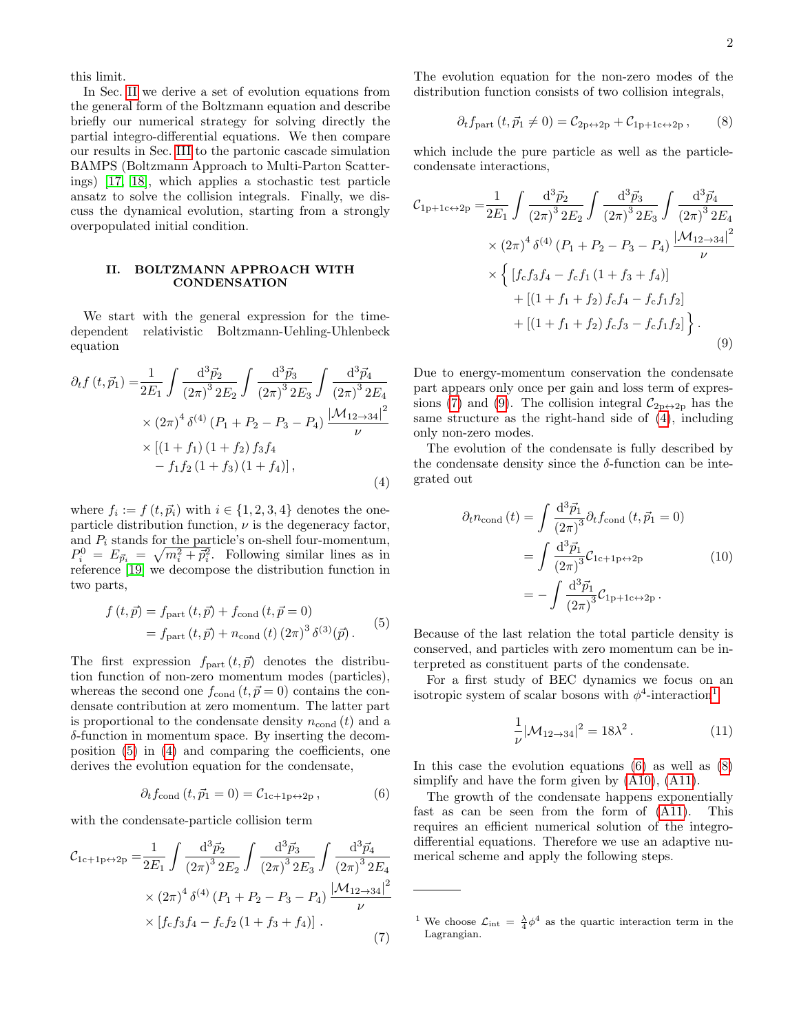this limit.

In Sec. II we derive a set of evolution equations from the general form of the Boltzmann equation and describe briefly our numerical strategy for solving directly the partial integro-differential equations. We then compare our results in Sec. III to the partonic cascade simulation BAMPS (Boltzmann Approach to Multi-Parton Scatterings) [17, 18], which applies a stochastic test particle ansatz to solve the collision integrals. Finally, we discuss the dynamical evolution, starting from a strongly overpopulated initial condition.

## II. BOLTZMANN APPROACH WITH CONDENSATION

We start with the general expression for the time-dependent relativistic Boltzmann-Uehling-Uhlenbeck equation

$$
\begin{aligned}
\partial_t f\left(t, \vec{p}_1\right) =& \frac{1}{2E_1} \int \frac{\mathrm{d}^3\vec{p}_2}{\left(2\pi\right)^3 2E_2} \int \frac{\mathrm{d}^3\vec{p}_3}{\left(2\pi\right)^3 2E_3} \int \frac{\mathrm{d}^3\vec{p}_4}{\left(2\pi\right)^3 2E_4} \\
&\times \left(2\pi\right)^4 \delta^{(4)}\left(P_1 + P_2 - P_3 - P_4\right) \frac{\left|\mathcal{M}_{12\to 34}\right|^2}{\nu} \\
&\times \left[\left(1+f_1\right)\left(1+f_2\right) f_3 f_4 \right. \\
&\left. - f_1 f_2 \left(1+f_3\right)\left(1+f_4\right)\right],
\end{aligned}
\tag{4}
$$

where $f_i := f\left(t, \vec{p}_i\right)$ with $i \in \{1,2,3,4\}$ denotes the one-particle distribution function, $\nu$ is the degeneracy factor, and $P_i$ stands for the particle's on-shell four-momentum, $P_i^0 = E_{\vec{p}_i} = \sqrt{m_i^2 + \vec{p}_i^2}$. Following similar lines as in reference [19] we decompose the distribution function in two parts,

$$
\begin{aligned}
f\left(t, \vec{p}\right) &= f_{\mathrm{part}}\left(t, \vec{p}\right) + f_{\mathrm{cond}}\left(t, \vec{p} = 0\right) \\
&= f_{\mathrm{part}}\left(t, \vec{p}\right) + n_{\mathrm{cond}}\left(t\right)\left(2\pi\right)^3 \delta^{(3)}(\vec{p})\,.
\end{aligned}
\tag{5}
$$

The first expression $f_{\mathrm{part}}\left(t, \vec{p}\right)$ denotes the distribution function of non-zero momentum modes (particles), whereas the second one $f_{\mathrm{cond}}\left(t, \vec{p} = 0\right)$ contains the condensate contribution at zero momentum. The latter part is proportional to the condensate density $n_{\mathrm{cond}}\left(t\right)$ and a $\delta$-function in momentum space. By inserting the decomposition (5) in (4) and comparing the coefficients, one derives the evolution equation for the condensate,

$$
\partial_t f_{\mathrm{cond}}\left(t, \vec{p}_1 = 0\right) = \mathcal{C}_{\mathrm{1c+1p\leftrightarrow 2p}}\,,
\tag{6}
$$

with the condensate-particle collision term

$$
\begin{aligned}
\mathcal{C}_{\mathrm{1c+1p\leftrightarrow 2p}} =& \frac{1}{2E_1} \int \frac{\mathrm{d}^3\vec{p}_2}{\left(2\pi\right)^3 2E_2} \int \frac{\mathrm{d}^3\vec{p}_3}{\left(2\pi\right)^3 2E_3} \int \frac{\mathrm{d}^3\vec{p}_4}{\left(2\pi\right)^3 2E_4} \\
&\times \left(2\pi\right)^4 \delta^{(4)}\left(P_1 + P_2 - P_3 - P_4\right) \frac{\left|\mathcal{M}_{12\to 34}\right|^2}{\nu} \\
&\times \left[f_{\mathrm{c}} f_3 f_4 - f_{\mathrm{c}} f_2 \left(1 + f_3 + f_4\right)\right].
\end{aligned}
\tag{7}
$$

The evolution equation for the non-zero modes of the distribution function consists of two collision integrals,

$$
\partial_t f_{\mathrm{part}}\left(t, \vec{p}_1 \neq 0\right) = \mathcal{C}_{\mathrm{2p\leftrightarrow 2p}} + \mathcal{C}_{\mathrm{1p+1c\leftrightarrow 2p}}\,,
\tag{8}
$$

which include the pure particle as well as the particle-condensate interactions,

$$
\begin{aligned}
\mathcal{C}_{\mathrm{1p+1c\leftrightarrow 2p}} =& \frac{1}{2E_1} \int \frac{\mathrm{d}^3\vec{p}_2}{\left(2\pi\right)^3 2E_2} \int \frac{\mathrm{d}^3\vec{p}_3}{\left(2\pi\right)^3 2E_3} \int \frac{\mathrm{d}^3\vec{p}_4}{\left(2\pi\right)^3 2E_4} \\
&\times \left(2\pi\right)^4 \delta^{(4)}\left(P_1 + P_2 - P_3 - P_4\right) \frac{\left|\mathcal{M}_{12\to 34}\right|^2}{\nu} \\
&\times \Big\{ \left[f_{\mathrm{c}} f_3 f_4 - f_{\mathrm{c}} f_1 \left(1 + f_3 + f_4\right)\right] \\
&\quad + \left[\left(1 + f_1 + f_2\right) f_{\mathrm{c}} f_4 - f_{\mathrm{c}} f_1 f_2\right] \\
&\quad + \left[\left(1 + f_1 + f_2\right) f_{\mathrm{c}} f_3 - f_{\mathrm{c}} f_1 f_2\right] \Big\}\,.
\end{aligned}
\tag{9}
$$

Due to energy-momentum conservation the condensate part appears only once per gain and loss term of expressions (7) and (9). The collision integral $\mathcal{C}_{\mathrm{2p\leftrightarrow 2p}}$ has the same structure as the right-hand side of (4), including only non-zero modes.

The evolution of the condensate is fully described by the condensate density since the $\delta$-function can be integrated out

$$
\begin{aligned}
\partial_t n_{\mathrm{cond}}\left(t\right) &= \int \frac{\mathrm{d}^3\vec{p}_1}{\left(2\pi\right)^3} \partial_t f_{\mathrm{cond}}\left(t, \vec{p}_1 = 0\right) \\
&= \int \frac{\mathrm{d}^3\vec{p}_1}{\left(2\pi\right)^3} \mathcal{C}_{\mathrm{1c+1p\leftrightarrow 2p}} \\
&= -\int \frac{\mathrm{d}^3\vec{p}_1}{\left(2\pi\right)^3} \mathcal{C}_{\mathrm{1p+1c\leftrightarrow 2p}}\,.
\end{aligned}
\tag{10}
$$

Because of the last relation the total particle density is conserved, and particles with zero momentum can be interpreted as constituent parts of the condensate.

For a first study of BEC dynamics we focus on an isotropic system of scalar bosons with $\phi^4$-interaction[1]

$$
\frac{1}{\nu}\left|\mathcal{M}_{12\to 34}\right|^2 = 18\lambda^2\,.
\tag{11}
$$

In this case the evolution equations (6) as well as (8) simplify and have the form given by (A10), (A11).

The growth of the condensate happens exponentially fast as can be seen from the form of (A11). This requires an efficient numerical solution of the integro-differential equations. Therefore we use an adaptive numerical scheme and apply the following steps.

---

[1] We choose $\mathcal{L}_{\mathrm{int}} = \frac{\lambda}{4}\phi^4$ as the quartic interaction term in the Lagrangian.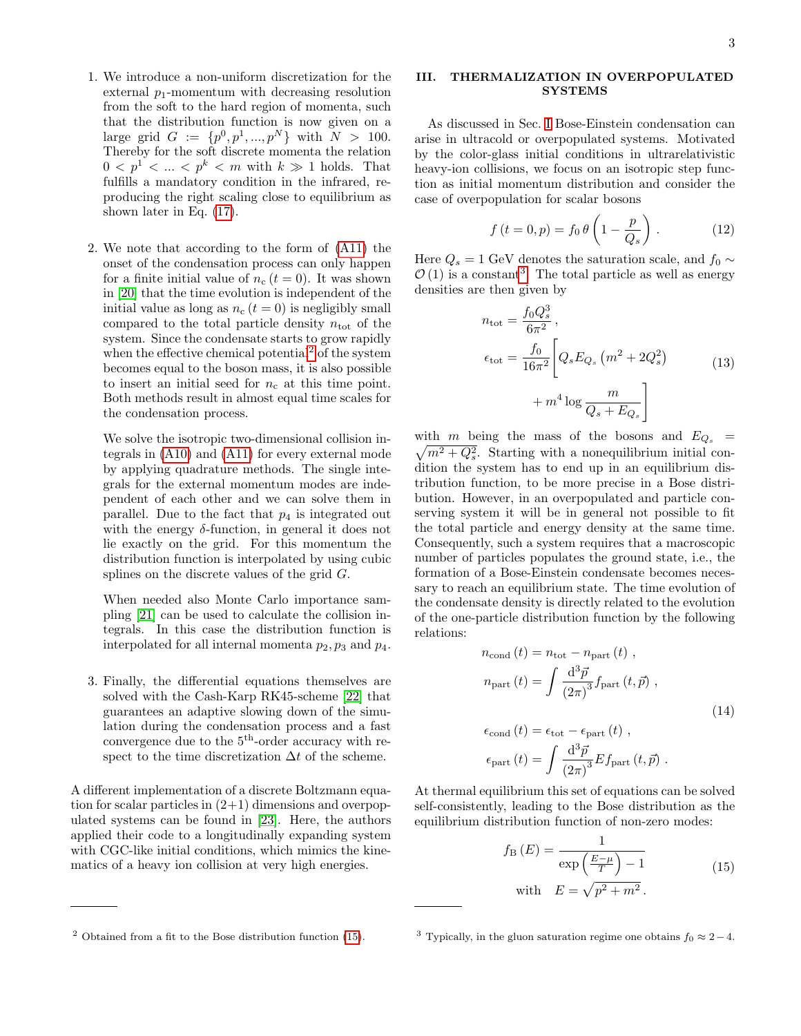1. We introduce a non-uniform discretization for the external $p_1$-momentum with decreasing resolution from the soft to the hard region of momenta, such that the distribution function is now given on a large grid $G := \{p^0, p^1, ..., p^N\}$ with $N > 100$. Thereby for the soft discrete momenta the relation $0 < p^1 < ... < p^k < m$ with $k \gg 1$ holds. That fulfills a mandatory condition in the infrared, reproducing the right scaling close to equilibrium as shown later in Eq. (17).

2. We note that according to the form of (A11) the onset of the condensation process can only happen for a finite initial value of $n_c(t = 0)$. It was shown in [20] that the time evolution is independent of the initial value as long as $n_c(t = 0)$ is negligibly small compared to the total particle density $n_{tot}$ of the system. Since the condensate starts to grow rapidly when the effective chemical potential[2] of the system becomes equal to the boson mass, it is also possible to insert an initial seed for $n_c$ at this time point. Both methods result in almost equal time scales for the condensation process.

   We solve the isotropic two-dimensional collision integrals in (A10) and (A11) for every external mode by applying quadrature methods. The single integrals for the external momentum modes are independent of each other and we can solve them in parallel. Due to the fact that $p_4$ is integrated out with the energy $\delta$-function, in general it does not lie exactly on the grid. For this momentum the distribution function is interpolated by using cubic splines on the discrete values of the grid $G$.

   When needed also Monte Carlo importance sampling [21] can be used to calculate the collision integrals. In this case the distribution function is interpolated for all internal momenta $p_2, p_3$ and $p_4$.

3. Finally, the differential equations themselves are solved with the Cash-Karp RK45-scheme [22] that guarantees an adaptive slowing down of the simulation during the condensation process and a fast convergence due to the $5^{\text{th}}$-order accuracy with respect to the time discretization $\Delta t$ of the scheme.

A different implementation of a discrete Boltzmann equation for scalar particles in (2+1) dimensions and overpopulated systems can be found in [23]. Here, the authors applied their code to a longitudinally expanding system with CGC-like initial conditions, which mimics the kinematics of a heavy ion collision at very high energies.

## III. THERMALIZATION IN OVERPOPULATED SYSTEMS

As discussed in Sec. I Bose-Einstein condensation can arise in ultracold or overpopulated systems. Motivated by the color-glass initial conditions in ultrarelativistic heavy-ion collisions, we focus on an isotropic step function as initial momentum distribution and consider the case of overpopulation for scalar bosons

$$f(t = 0, p) = f_0\, \theta\left(1 - \frac{p}{Q_s}\right) . \tag{12}$$

Here $Q_s = 1$ GeV denotes the saturation scale, and $f_0 \sim \mathcal{O}(1)$ is a constant[3]. The total particle as well as energy densities are then given by

$$\begin{aligned} n_{\text{tot}} &= \frac{f_0 Q_s^3}{6\pi^2} , \\ \epsilon_{\text{tot}} &= \frac{f_0}{16\pi^2}\Bigg[ Q_s E_{Q_s}\left(m^2 + 2Q_s^2\right) \\ &\qquad + m^4 \log\frac{m}{Q_s + E_{Q_s}} \Bigg] \end{aligned} \tag{13}$$

with $m$ being the mass of the bosons and $E_{Q_s} = \sqrt{m^2 + Q_s^2}$. Starting with a nonequilibrium initial condition the system has to end up in an equilibrium distribution function, to be more precise in a Bose distribution. However, in an overpopulated and particle conserving system it will be in general not possible to fit the total particle and energy density at the same time. Consequently, such a system requires that a macroscopic number of particles populates the ground state, i.e., the formation of a Bose-Einstein condensate becomes necessary to reach an equilibrium state. The time evolution of the condensate density is directly related to the evolution of the one-particle distribution function by the following relations:

$$\begin{aligned} n_{\text{cond}}(t) &= n_{\text{tot}} - n_{\text{part}}(t) , \\ n_{\text{part}}(t) &= \int \frac{\mathrm{d}^3\vec{p}}{(2\pi)^3} f_{\text{part}}(t, \vec{p}) , \\ \epsilon_{\text{cond}}(t) &= \epsilon_{\text{tot}} - \epsilon_{\text{part}}(t) , \\ \epsilon_{\text{part}}(t) &= \int \frac{\mathrm{d}^3\vec{p}}{(2\pi)^3} E f_{\text{part}}(t, \vec{p}) . \end{aligned} \tag{14}$$

At thermal equilibrium this set of equations can be solved self-consistently, leading to the Bose distribution as the equilibrium distribution function of non-zero modes:

$$\begin{aligned} f_{\text{B}}(E) &= \frac{1}{\exp\left(\frac{E-\mu}{T}\right) - 1} \\ \text{with}\quad E &= \sqrt{p^2 + m^2} . \end{aligned} \tag{15}$$

---

[2] Obtained from a fit to the Bose distribution function (15).

[3] Typically, in the gluon saturation regime one obtains $f_0 \approx 2 - 4$.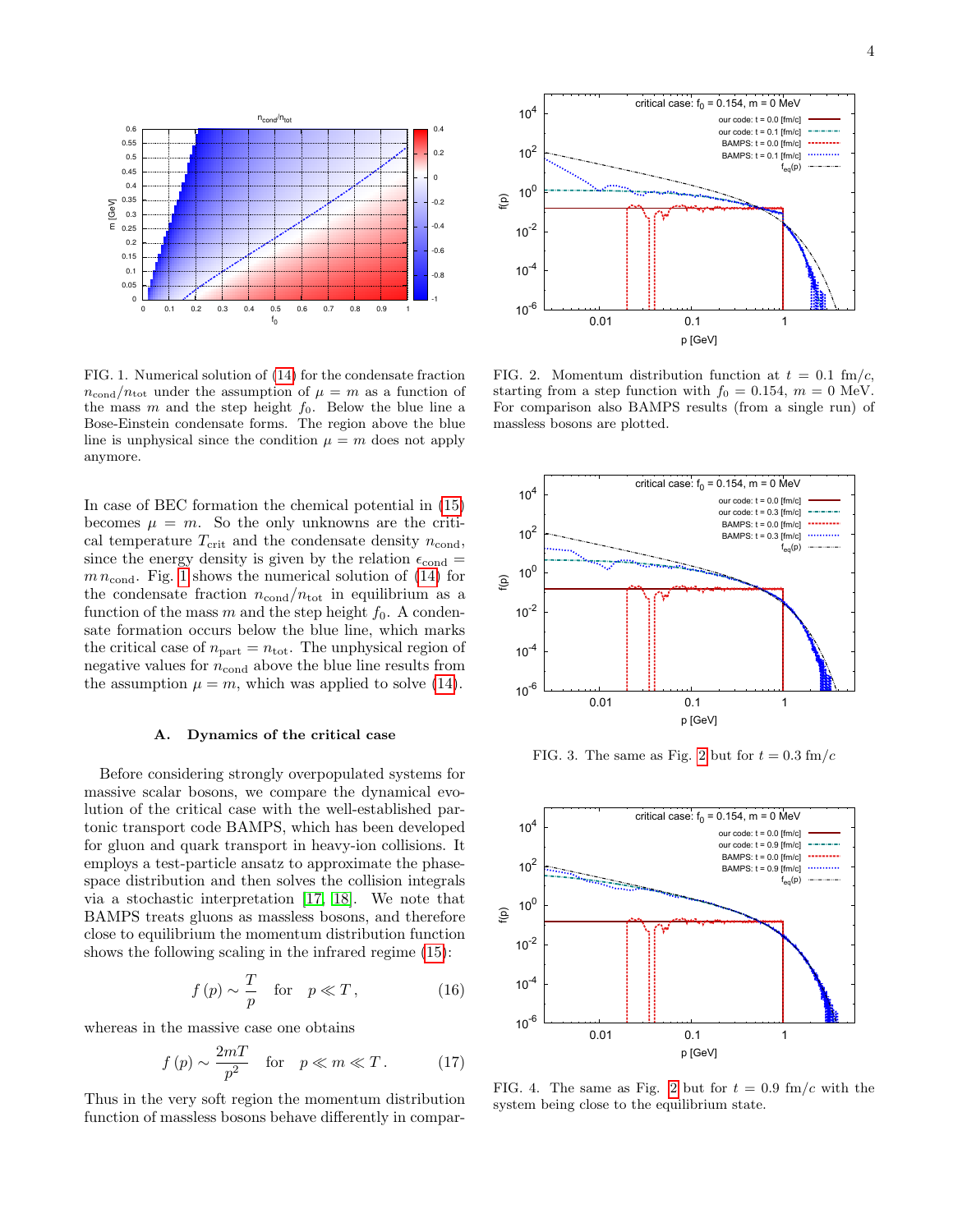FIG. 1. Numerical solution of (14) for the condensate fraction $n_{\rm cond}/n_{\rm tot}$ under the assumption of $\mu = m$ as a function of the mass $m$ and the step height $f_0$. Below the blue line a Bose-Einstein condensate forms. The region above the blue line is unphysical since the condition $\mu = m$ does not apply anymore.

FIG. 2. Momentum distribution function at $t = 0.1$ fm/$c$, starting from a step function with $f_0 = 0.154$, $m = 0$ MeV. For comparison also BAMPS results (from a single run) of massless bosons are plotted.

In case of BEC formation the chemical potential in (15) becomes $\mu = m$. So the only unknowns are the critical temperature $T_{\rm crit}$ and the condensate density $n_{\rm cond}$, since the energy density is given by the relation $\epsilon_{\rm cond} = m\, n_{\rm cond}$. Fig. 1 shows the numerical solution of (14) for the condensate fraction $n_{\rm cond}/n_{\rm tot}$ in equilibrium as a function of the mass $m$ and the step height $f_0$. A condensate formation occurs below the blue line, which marks the critical case of $n_{\rm part} = n_{\rm tot}$. The unphysical region of negative values for $n_{\rm cond}$ above the blue line results from the assumption $\mu = m$, which was applied to solve (14).

### A. Dynamics of the critical case

Before considering strongly overpopulated systems for massive scalar bosons, we compare the dynamical evolution of the critical case with the well-established partonic transport code BAMPS, which has been developed for gluon and quark transport in heavy-ion collisions. It employs a test-particle ansatz to approximate the phase-space distribution and then solves the collision integrals via a stochastic interpretation [17, 18]. We note that BAMPS treats gluons as massless bosons, and therefore close to equilibrium the momentum distribution function shows the following scaling in the infrared regime (15):

$$f(p) \sim \frac{T}{p} \quad \text{for} \quad p \ll T\,, \tag{16}$$

whereas in the massive case one obtains

$$f(p) \sim \frac{2mT}{p^2} \quad \text{for} \quad p \ll m \ll T\,. \tag{17}$$

Thus in the very soft region the momentum distribution function of massless bosons behave differently in compar-

FIG. 3. The same as Fig. 2 but for $t = 0.3$ fm/$c$

FIG. 4. The same as Fig. 2 but for $t = 0.9$ fm/$c$ with the system being close to the equilibrium state.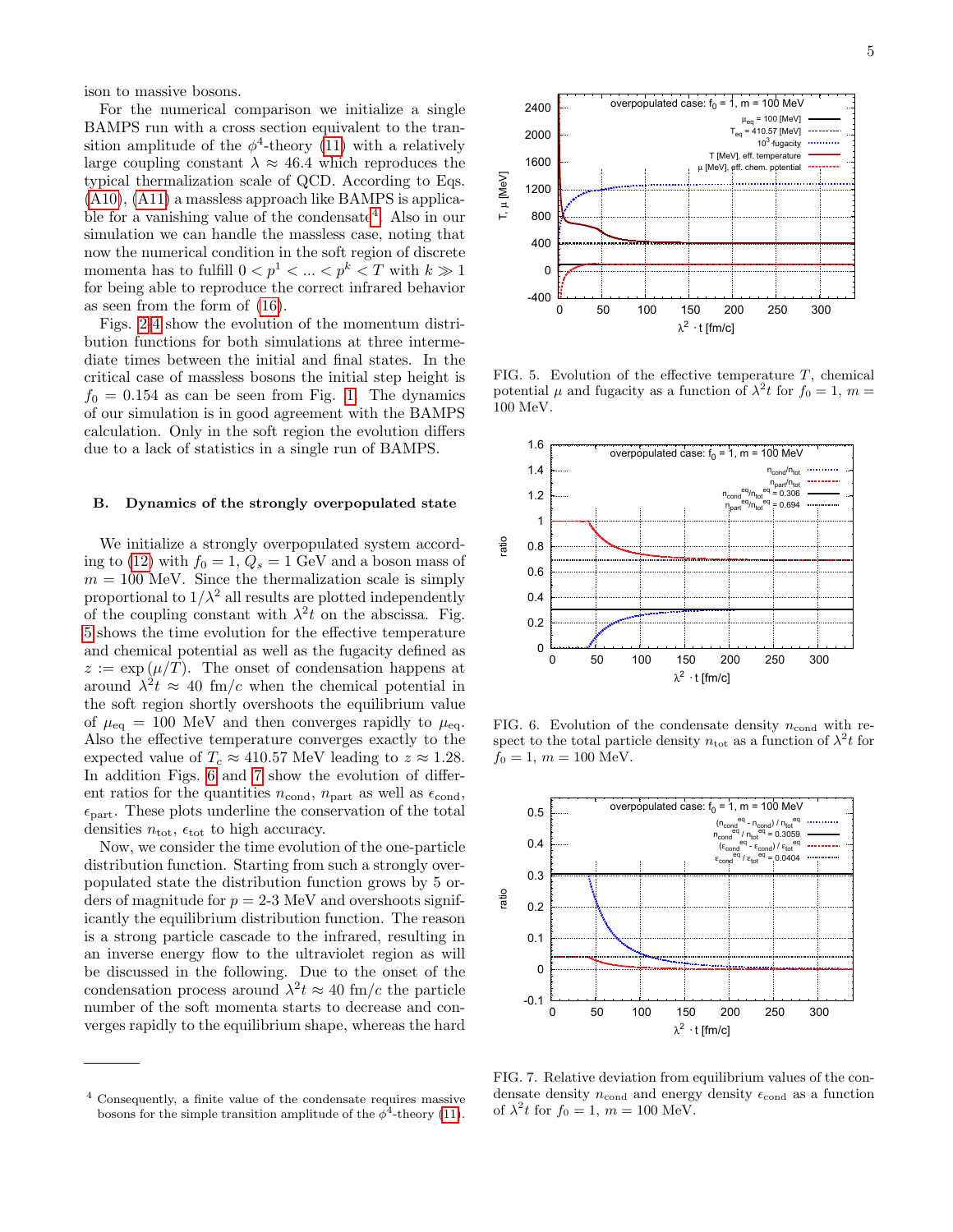ison to massive bosons.

For the numerical comparison we initialize a single BAMPS run with a cross section equivalent to the transition amplitude of the $\phi^4$-theory (11) with a relatively large coupling constant $\lambda \approx 46.4$ which reproduces the typical thermalization scale of QCD. According to Eqs. (A10), (A11) a massless approach like BAMPS is applicable for a vanishing value of the condensate[4]. Also in our simulation we can handle the massless case, noting that now the numerical condition in the soft region of discrete momenta has to fulfill $0 < p^1 < ... < p^k < T$ with $k \gg 1$ for being able to reproduce the correct infrared behavior as seen from the form of (16).

Figs. 2-4 show the evolution of the momentum distribution functions for both simulations at three intermediate times between the initial and final states. In the critical case of massless bosons the initial step height is $f_0 = 0.154$ as can be seen from Fig. 1. The dynamics of our simulation is in good agreement with the BAMPS calculation. Only in the soft region the evolution differs due to a lack of statistics in a single run of BAMPS.

### B. Dynamics of the strongly overpopulated state

We initialize a strongly overpopulated system according to (12) with $f_0 = 1$, $Q_s = 1$ GeV and a boson mass of $m = 100$ MeV. Since the thermalization scale is simply proportional to $1/\lambda^2$ all results are plotted independently of the coupling constant with $\lambda^2 t$ on the abscissa. Fig. 5 shows the time evolution for the effective temperature and chemical potential as well as the fugacity defined as $z := \exp(\mu/T)$. The onset of condensation happens at around $\lambda^2 t \approx 40$ fm/$c$ when the chemical potential in the soft region shortly overshoots the equilibrium value of $\mu_{\rm eq} = 100$ MeV and then converges rapidly to $\mu_{\rm eq}$. Also the effective temperature converges exactly to the expected value of $T_c \approx 410.57$ MeV leading to $z \approx 1.28$. In addition Figs. 6 and 7 show the evolution of different ratios for the quantities $n_{\rm cond}$, $n_{\rm part}$ as well as $\epsilon_{\rm cond}$, $\epsilon_{\rm part}$. These plots underline the conservation of the total densities $n_{\rm tot}$, $\epsilon_{\rm tot}$ to high accuracy.

Now, we consider the time evolution of the one-particle distribution function. Starting from such a strongly overpopulated state the distribution function grows by 5 orders of magnitude for $p$ = 2-3 MeV and overshoots significantly the equilibrium distribution function. The reason is a strong particle cascade to the infrared, resulting in an inverse energy flow to the ultraviolet region as will be discussed in the following. Due to the onset of the condensation process around $\lambda^2 t \approx 40$ fm/$c$ the particle number of the soft momenta starts to decrease and converges rapidly to the equilibrium shape, whereas the hard

[4] Consequently, a finite value of the condensate requires massive bosons for the simple transition amplitude of the $\phi^4$-theory (11).

FIG. 5. Evolution of the effective temperature $T$, chemical potential $\mu$ and fugacity as a function of $\lambda^2 t$ for $f_0 = 1$, $m = 100$ MeV.

FIG. 6. Evolution of the condensate density $n_{\rm cond}$ with respect to the total particle density $n_{\rm tot}$ as a function of $\lambda^2 t$ for $f_0 = 1$, $m = 100$ MeV.

FIG. 7. Relative deviation from equilibrium values of the condensate density $n_{\rm cond}$ and energy density $\epsilon_{\rm cond}$ as a function of $\lambda^2 t$ for $f_0 = 1$, $m = 100$ MeV.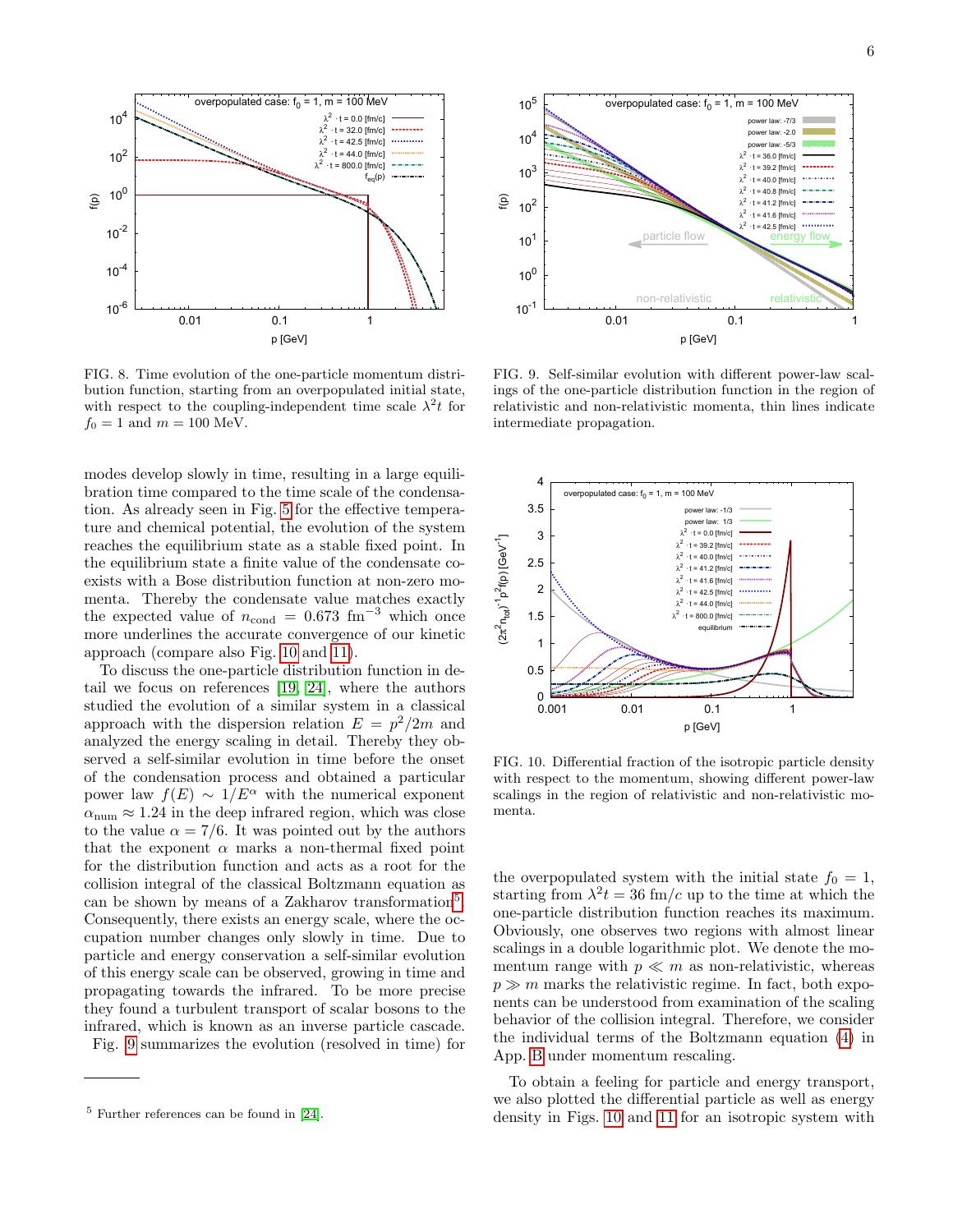FIG. 8. Time evolution of the one-particle momentum distribution function, starting from an overpopulated initial state, with respect to the coupling-independent time scale $\lambda^2 t$ for $f_0 = 1$ and $m = 100$ MeV.

FIG. 9. Self-similar evolution with different power-law scalings of the one-particle distribution function in the region of relativistic and non-relativistic momenta, thin lines indicate intermediate propagation.

FIG. 10. Differential fraction of the isotropic particle density with respect to the momentum, showing different power-law scalings in the region of relativistic and non-relativistic momenta.

modes develop slowly in time, resulting in a large equilibration time compared to the time scale of the condensation. As already seen in Fig. 5 for the effective temperature and chemical potential, the evolution of the system reaches the equilibrium state as a stable fixed point. In the equilibrium state a finite value of the condensate coexists with a Bose distribution function at non-zero momenta. Thereby the condensate value matches exactly the expected value of $n_{\mathrm{cond}} = 0.673\ \mathrm{fm}^{-3}$ which once more underlines the accurate convergence of our kinetic approach (compare also Fig. 10 and 11).

To discuss the one-particle distribution function in detail we focus on references [19, 24], where the authors studied the evolution of a similar system in a classical approach with the dispersion relation $E = p^2/2m$ and analyzed the energy scaling in detail. Thereby they observed a self-similar evolution in time before the onset of the condensation process and obtained a particular power law $f(E) \sim 1/E^{\alpha}$ with the numerical exponent $\alpha_{\mathrm{num}} \approx 1.24$ in the deep infrared region, which was close to the value $\alpha = 7/6$. It was pointed out by the authors that the exponent $\alpha$ marks a non-thermal fixed point for the distribution function and acts as a root for the collision integral of the classical Boltzmann equation as can be shown by means of a Zakharov transformation[5]. Consequently, there exists an energy scale, where the occupation number changes only slowly in time. Due to particle and energy conservation a self-similar evolution of this energy scale can be observed, growing in time and propagating towards the infrared. To be more precise they found a turbulent transport of scalar bosons to the infrared, which is known as an inverse particle cascade. Fig. 9 summarizes the evolution (resolved in time) for the overpopulated system with the initial state $f_0 = 1$, starting from $\lambda^2 t = 36$ fm/c up to the time at which the one-particle distribution function reaches its maximum. Obviously, one observes two regions with almost linear scalings in a double logarithmic plot. We denote the momentum range with $p \ll m$ as non-relativistic, whereas $p \gg m$ marks the relativistic regime. In fact, both exponents can be understood from examination of the scaling behavior of the collision integral. Therefore, we consider the individual terms of the Boltzmann equation (4) in App. B under momentum rescaling.

To obtain a feeling for particle and energy transport, we also plotted the differential particle as well as energy density in Figs. 10 and 11 for an isotropic system with

[5] Further references can be found in [24].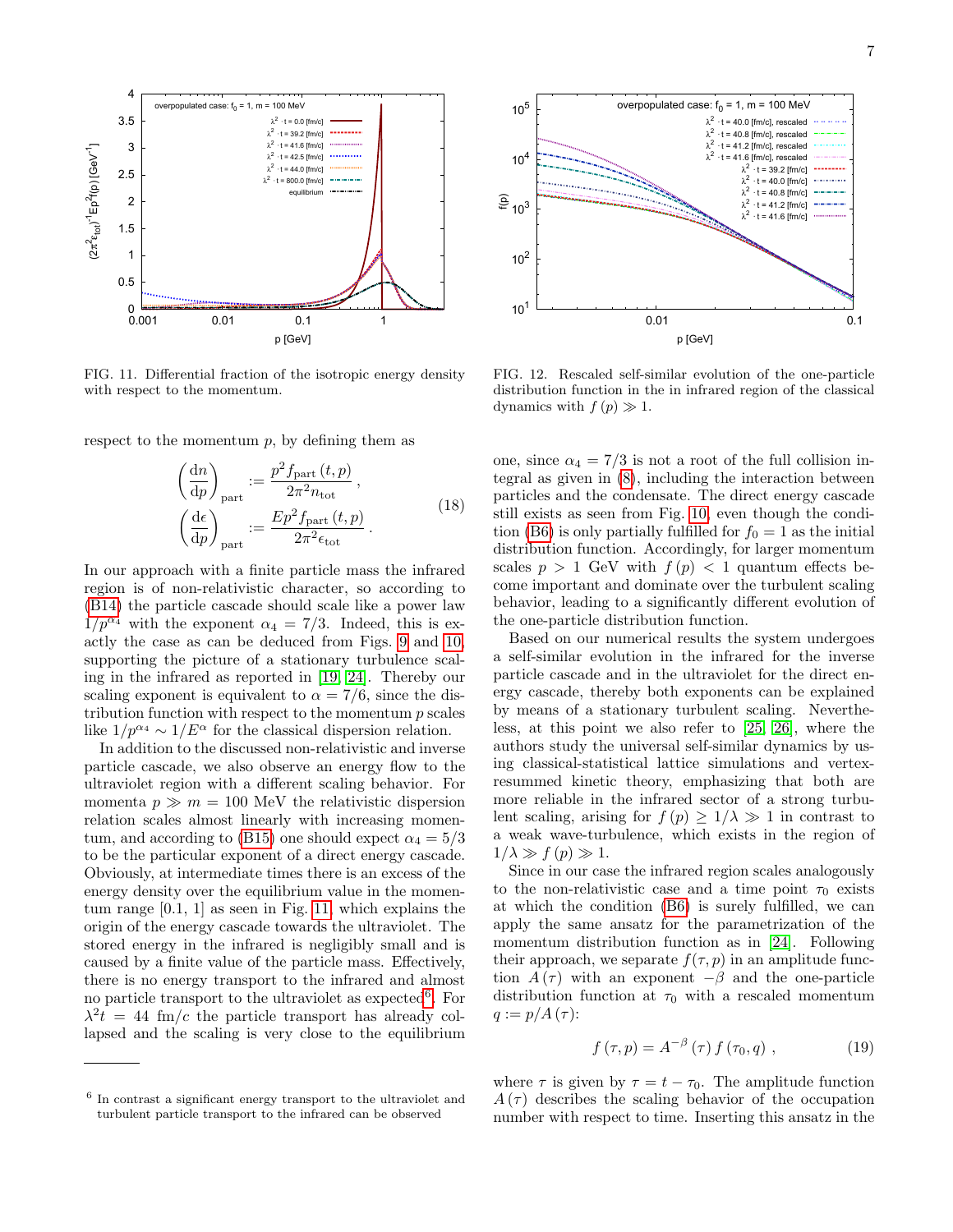FIG. 11. Differential fraction of the isotropic energy density with respect to the momentum.

FIG. 12. Rescaled self-similar evolution of the one-particle distribution function in the in infrared region of the classical dynamics with $f(p) \gg 1$.

respect to the momentum $p$, by defining them as

$$\left(\frac{\mathrm{d}n}{\mathrm{d}p}\right)_{\mathrm{part}} := \frac{p^2 f_{\mathrm{part}}(t,p)}{2\pi^2 n_{\mathrm{tot}}}\,, \qquad \left(\frac{\mathrm{d}\epsilon}{\mathrm{d}p}\right)_{\mathrm{part}} := \frac{E p^2 f_{\mathrm{part}}(t,p)}{2\pi^2 \epsilon_{\mathrm{tot}}}\,. \tag{18}$$

In our approach with a finite particle mass the infrared region is of non-relativistic character, so according to (B14) the particle cascade should scale like a power law $1/p^{\alpha_4}$ with the exponent $\alpha_4 = 7/3$. Indeed, this is exactly the case as can be deduced from Figs. 9 and 10, supporting the picture of a stationary turbulence scaling in the infrared as reported in [19, 24]. Thereby our scaling exponent is equivalent to $\alpha = 7/6$, since the distribution function with respect to the momentum $p$ scales like $1/p^{\alpha_4} \sim 1/E^{\alpha}$ for the classical dispersion relation.

In addition to the discussed non-relativistic and inverse particle cascade, we also observe an energy flow to the ultraviolet region with a different scaling behavior. For momenta $p \gg m = 100$ MeV the relativistic dispersion relation scales almost linearly with increasing momentum, and according to (B15) one should expect $\alpha_4 = 5/3$ to be the particular exponent of a direct energy cascade. Obviously, at intermediate times there is an excess of the energy density over the equilibrium value in the momentum range [0.1, 1] as seen in Fig. 11 which explains the origin of the energy cascade towards the ultraviolet. The stored energy in the infrared is negligibly small and is caused by a finite value of the particle mass. Effectively, there is no energy transport to the infrared and almost no particle transport to the ultraviolet as expected[6]. For $\lambda^2 t = 44$ fm/$c$ the particle transport has already collapsed and the scaling is very close to the equilibrium one, since $\alpha_4 = 7/3$ is not a root of the full collision integral as given in (8), including the interaction between particles and the condensate. The direct energy cascade still exists as seen from Fig. 10, even though the condition (B6) is only partially fulfilled for $f_0 = 1$ as the initial distribution function. Accordingly, for larger momentum scales $p > 1$ GeV with $f(p) < 1$ quantum effects become important and dominate over the turbulent scaling behavior, leading to a significantly different evolution of the one-particle distribution function.

Based on our numerical results the system undergoes a self-similar evolution in the infrared for the inverse particle cascade and in the ultraviolet for the direct energy cascade, thereby both exponents can be explained by means of a stationary turbulent scaling. Nevertheless, at this point we also refer to [25, 26], where the authors study the universal self-similar dynamics by using classical-statistical lattice simulations and vertex-resummed kinetic theory, emphasizing that both are more reliable in the infrared sector of a strong turbulent scaling, arising for $f(p) \geq 1/\lambda \gg 1$ in contrast to a weak wave-turbulence, which exists in the region of $1/\lambda \gg f(p) \gg 1$.

Since in our case the infrared region scales analogously to the non-relativistic case and a time point $\tau_0$ exists at which the condition (B6) is surely fulfilled, we can apply the same ansatz for the parametrization of the momentum distribution function as in [24]. Following their approach, we separate $f(\tau, p)$ in an amplitude function $A(\tau)$ with an exponent $-\beta$ and the one-particle distribution function at $\tau_0$ with a rescaled momentum $q := p/A(\tau)$:

$$f(\tau, p) = A^{-\beta}(\tau)\, f(\tau_0, q)\,, \tag{19}$$

where $\tau$ is given by $\tau = t - \tau_0$. The amplitude function $A(\tau)$ describes the scaling behavior of the occupation number with respect to time. Inserting this ansatz in the

[6] In contrast a significant energy transport to the ultraviolet and turbulent particle transport to the infrared can be observed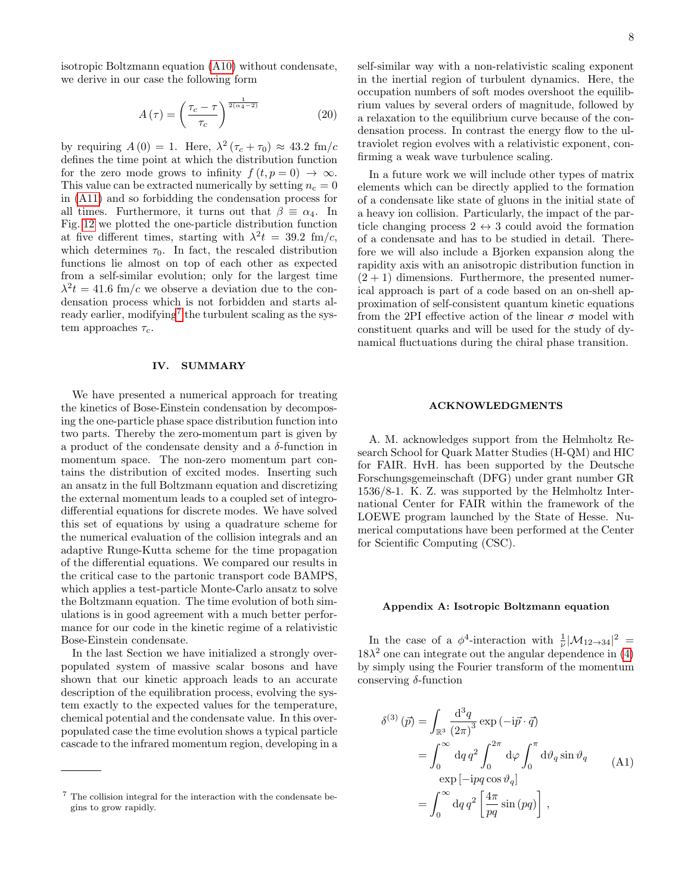isotropic Boltzmann equation (A10) without condensate, we derive in our case the following form

$$A(\tau) = \left(\frac{\tau_c - \tau}{\tau_c}\right)^{\frac{1}{2(\alpha_4 - 2)}} \tag{20}$$

by requiring $A(0) = 1$. Here, $\lambda^2(\tau_c + \tau_0) \approx 43.2$ fm/$c$ defines the time point at which the distribution function for the zero mode grows to infinity $f(t, p = 0) \to \infty$. This value can be extracted numerically by setting $n_c = 0$ in (A11) and so forbidding the condensation process for all times. Furthermore, it turns out that $\beta \equiv \alpha_4$. In Fig. 12 we plotted the one-particle distribution function at five different times, starting with $\lambda^2 t = 39.2$ fm/$c$, which determines $\tau_0$. In fact, the rescaled distribution functions lie almost on top of each other as expected from a self-similar evolution; only for the largest time $\lambda^2 t = 41.6$ fm/$c$ we observe a deviation due to the condensation process which is not forbidden and starts already earlier, modifying[7] the turbulent scaling as the system approaches $\tau_c$.

## IV. SUMMARY

We have presented a numerical approach for treating the kinetics of Bose-Einstein condensation by decomposing the one-particle phase space distribution function into two parts. Thereby the zero-momentum part is given by a product of the condensate density and a $\delta$-function in momentum space. The non-zero momentum part contains the distribution of excited modes. Inserting such an ansatz in the full Boltzmann equation and discretizing the external momentum leads to a coupled set of integro-differential equations for discrete modes. We have solved this set of equations by using a quadrature scheme for the numerical evaluation of the collision integrals and an adaptive Runge-Kutta scheme for the time propagation of the differential equations. We compared our results in the critical case to the partonic transport code BAMPS, which applies a test-particle Monte-Carlo ansatz to solve the Boltzmann equation. The time evolution of both simulations is in good agreement with a much better performance for our code in the kinetic regime of a relativistic Bose-Einstein condensate.

In the last Section we have initialized a strongly overpopulated system of massive scalar bosons and have shown that our kinetic approach leads to an accurate description of the equilibration process, evolving the system exactly to the expected values for the temperature, chemical potential and the condensate value. In this overpopulated case the time evolution shows a typical particle cascade to the infrared momentum region, developing in a self-similar way with a non-relativistic scaling exponent in the inertial region of turbulent dynamics. Here, the occupation numbers of soft modes overshoot the equilibrium values by several orders of magnitude, followed by a relaxation to the equilibrium curve because of the condensation process. In contrast the energy flow to the ultraviolet region evolves with a relativistic exponent, confirming a weak wave turbulence scaling.

In a future work we will include other types of matrix elements which can be directly applied to the formation of a condensate like state of gluons in the initial state of a heavy ion collision. Particularly, the impact of the particle changing process $2 \leftrightarrow 3$ could avoid the formation of a condensate and has to be studied in detail. Therefore we will also include a Bjorken expansion along the rapidity axis with an anisotropic distribution function in $(2+1)$ dimensions. Furthermore, the presented numerical approach is part of a code based on an on-shell approximation of self-consistent quantum kinetic equations from the 2PI effective action of the linear $\sigma$ model with constituent quarks and will be used for the study of dynamical fluctuations during the chiral phase transition.

## ACKNOWLEDGMENTS

A. M. acknowledges support from the Helmholtz Research School for Quark Matter Studies (H-QM) and HIC for FAIR. HvH. has been supported by the Deutsche Forschungsgemeinschaft (DFG) under grant number GR 1536/8-1. K. Z. was supported by the Helmholtz International Center for FAIR within the framework of the LOEWE program launched by the State of Hesse. Numerical computations have been performed at the Center for Scientific Computing (CSC).

### Appendix A: Isotropic Boltzmann equation

In the case of a $\phi^4$-interaction with $\frac{1}{\nu}|\mathcal{M}_{12\to34}|^2 = 18\lambda^2$ one can integrate out the angular dependence in (4) by simply using the Fourier transform of the momentum conserving $\delta$-function

$$\begin{aligned}
\delta^{(3)}(\vec{p}) &= \int_{\mathbb{R}^3} \frac{\mathrm{d}^3 q}{(2\pi)^3} \exp(-\mathrm{i}\vec{p}\cdot\vec{q}) \\
&= \int_0^\infty \mathrm{d}q\, q^2 \int_0^{2\pi} \mathrm{d}\varphi \int_0^\pi \mathrm{d}\vartheta_q \sin\vartheta_q \\
&\quad \exp[-\mathrm{i}pq\cos\vartheta_q] \\
&= \int_0^\infty \mathrm{d}q\, q^2 \left[\frac{4\pi}{pq}\sin(pq)\right],
\end{aligned} \tag{A1}$$

[7] The collision integral for the interaction with the condensate begins to grow rapidly.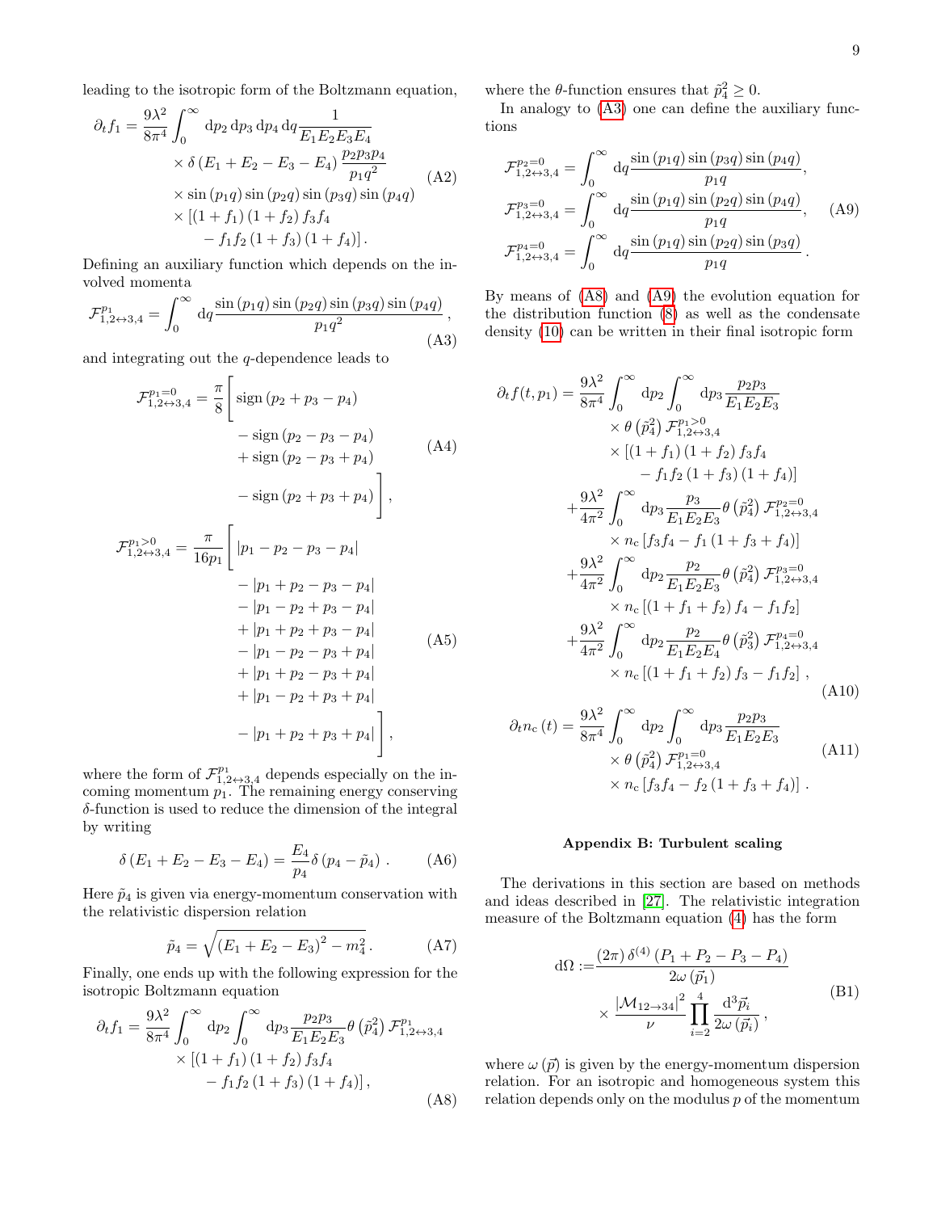leading to the isotropic form of the Boltzmann equation,

$$
\begin{aligned}
\partial_t f_1 = \frac{9\lambda^2}{8\pi^4} \int_0^\infty & \mathrm{d}p_2\, \mathrm{d}p_3\, \mathrm{d}p_4\, \mathrm{d}q \frac{1}{E_1 E_2 E_3 E_4} \\
& \times \delta\left(E_1 + E_2 - E_3 - E_4\right) \frac{p_2 p_3 p_4}{p_1 q^2} \\
& \times \sin\left(p_1 q\right) \sin\left(p_2 q\right) \sin\left(p_3 q\right) \sin\left(p_4 q\right) \\
& \times \left[\left(1 + f_1\right)\left(1 + f_2\right) f_3 f_4 \right. \\
& \quad \left. - f_1 f_2 \left(1 + f_3\right)\left(1 + f_4\right)\right].
\end{aligned}
\tag{A2}
$$

Defining an auxiliary function which depends on the involved momenta

$$
\mathcal{F}^{p_1}_{1,2\leftrightarrow 3,4} = \int_0^\infty \mathrm{d}q \frac{\sin\left(p_1 q\right) \sin\left(p_2 q\right) \sin\left(p_3 q\right) \sin\left(p_4 q\right)}{p_1 q^2}\,,
\tag{A3}
$$

and integrating out the $q$-dependence leads to

$$
\begin{aligned}
\mathcal{F}^{p_1=0}_{1,2\leftrightarrow 3,4} = \frac{\pi}{8} \Big[ & \operatorname{sign}\left(p_2 + p_3 - p_4\right) \\
& - \operatorname{sign}\left(p_2 - p_3 - p_4\right) \\
& + \operatorname{sign}\left(p_2 - p_3 + p_4\right) \\
& - \operatorname{sign}\left(p_2 + p_3 + p_4\right) \Big]\,,
\end{aligned}
\tag{A4}
$$

$$
\begin{aligned}
\mathcal{F}^{p_1>0}_{1,2\leftrightarrow 3,4} = \frac{\pi}{16 p_1} \Big[ & \left|p_1 - p_2 - p_3 - p_4\right| \\
& - \left|p_1 + p_2 - p_3 - p_4\right| \\
& - \left|p_1 - p_2 + p_3 - p_4\right| \\
& + \left|p_1 + p_2 + p_3 - p_4\right| \\
& - \left|p_1 - p_2 - p_3 + p_4\right| \\
& + \left|p_1 + p_2 - p_3 + p_4\right| \\
& + \left|p_1 - p_2 + p_3 + p_4\right| \\
& - \left|p_1 + p_2 + p_3 + p_4\right| \Big]\,,
\end{aligned}
\tag{A5}
$$

where the form of $\mathcal{F}^{p_1}_{1,2\leftrightarrow 3,4}$ depends especially on the incoming momentum $p_1$. The remaining energy conserving $\delta$-function is used to reduce the dimension of the integral by writing

$$
\delta\left(E_1 + E_2 - E_3 - E_4\right) = \frac{E_4}{p_4} \delta\left(p_4 - \tilde{p}_4\right)\,.
\tag{A6}
$$

Here $\tilde{p}_4$ is given via energy-momentum conservation with the relativistic dispersion relation

$$
\tilde{p}_4 = \sqrt{\left(E_1 + E_2 - E_3\right)^2 - m_4^2}\,.
\tag{A7}
$$

Finally, one ends up with the following expression for the isotropic Boltzmann equation

$$
\begin{aligned}
\partial_t f_1 = \frac{9\lambda^2}{8\pi^4} \int_0^\infty & \mathrm{d}p_2 \int_0^\infty \mathrm{d}p_3 \frac{p_2 p_3}{E_1 E_2 E_3} \theta\left(\tilde{p}_4^2\right) \mathcal{F}^{p_1}_{1,2\leftrightarrow 3,4} \\
& \times \left[\left(1 + f_1\right)\left(1 + f_2\right) f_3 f_4 \right. \\
& \quad \left. - f_1 f_2 \left(1 + f_3\right)\left(1 + f_4\right)\right],
\end{aligned}
\tag{A8}
$$

where the $\theta$-function ensures that $\tilde{p}_4^2 \geq 0$.

In analogy to (A3) one can define the auxiliary functions

$$
\begin{aligned}
\mathcal{F}^{p_2=0}_{1,2\leftrightarrow 3,4} &= \int_0^\infty \mathrm{d}q \frac{\sin\left(p_1 q\right) \sin\left(p_3 q\right) \sin\left(p_4 q\right)}{p_1 q}\,, \\
\mathcal{F}^{p_3=0}_{1,2\leftrightarrow 3,4} &= \int_0^\infty \mathrm{d}q \frac{\sin\left(p_1 q\right) \sin\left(p_2 q\right) \sin\left(p_4 q\right)}{p_1 q}\,, \\
\mathcal{F}^{p_4=0}_{1,2\leftrightarrow 3,4} &= \int_0^\infty \mathrm{d}q \frac{\sin\left(p_1 q\right) \sin\left(p_2 q\right) \sin\left(p_3 q\right)}{p_1 q}\,.
\end{aligned}
\tag{A9}
$$

By means of (A8) and (A9) the evolution equation for the distribution function (8) as well as the condensate density (10) can be written in their final isotropic form

$$
\begin{aligned}
\partial_t f(t, p_1) = \frac{9\lambda^2}{8\pi^4} & \int_0^\infty \mathrm{d}p_2 \int_0^\infty \mathrm{d}p_3 \frac{p_2 p_3}{E_1 E_2 E_3} \\
& \times \theta\left(\tilde{p}_4^2\right) \mathcal{F}^{p_1>0}_{1,2\leftrightarrow 3,4} \\
& \times \left[\left(1 + f_1\right)\left(1 + f_2\right) f_3 f_4 \right. \\
& \quad \left. - f_1 f_2 \left(1 + f_3\right)\left(1 + f_4\right)\right] \\
+ \frac{9\lambda^2}{4\pi^2} & \int_0^\infty \mathrm{d}p_3 \frac{p_3}{E_1 E_2 E_3} \theta\left(\tilde{p}_4^2\right) \mathcal{F}^{p_2=0}_{1,2\leftrightarrow 3,4} \\
& \times n_{\mathrm{c}} \left[f_3 f_4 - f_1 \left(1 + f_3 + f_4\right)\right] \\
+ \frac{9\lambda^2}{4\pi^2} & \int_0^\infty \mathrm{d}p_2 \frac{p_2}{E_1 E_2 E_3} \theta\left(\tilde{p}_4^2\right) \mathcal{F}^{p_3=0}_{1,2\leftrightarrow 3,4} \\
& \times n_{\mathrm{c}} \left[\left(1 + f_1 + f_2\right) f_4 - f_1 f_2\right] \\
+ \frac{9\lambda^2}{4\pi^2} & \int_0^\infty \mathrm{d}p_2 \frac{p_2}{E_1 E_2 E_4} \theta\left(\tilde{p}_3^2\right) \mathcal{F}^{p_4=0}_{1,2\leftrightarrow 3,4} \\
& \times n_{\mathrm{c}} \left[\left(1 + f_1 + f_2\right) f_3 - f_1 f_2\right]\,,
\end{aligned}
\tag{A10}
$$

$$
\begin{aligned}
\partial_t n_{\mathrm{c}}\left(t\right) = \frac{9\lambda^2}{8\pi^4} & \int_0^\infty \mathrm{d}p_2 \int_0^\infty \mathrm{d}p_3 \frac{p_2 p_3}{E_1 E_2 E_3} \\
& \times \theta\left(\tilde{p}_4^2\right) \mathcal{F}^{p_1=0}_{1,2\leftrightarrow 3,4} \\
& \times n_{\mathrm{c}} \left[f_3 f_4 - f_2 \left(1 + f_3 + f_4\right)\right]\,.
\end{aligned}
\tag{A11}
$$

## Appendix B: Turbulent scaling

The derivations in this section are based on methods and ideas described in [27]. The relativistic integration measure of the Boltzmann equation (4) has the form

$$
\begin{aligned}
\mathrm{d}\Omega := & \frac{\left(2\pi\right) \delta^{(4)}\left(P_1 + P_2 - P_3 - P_4\right)}{2\omega\left(\vec{p}_1\right)} \\
& \times \frac{\left|\mathcal{M}_{12\to 34}\right|^2}{\nu} \prod_{i=2}^{4} \frac{\mathrm{d}^3 \vec{p}_i}{2\omega\left(\vec{p}_i\right)}\,,
\end{aligned}
\tag{B1}
$$

where $\omega\left(\vec{p}\right)$ is given by the energy-momentum dispersion relation. For an isotropic and homogeneous system this relation depends only on the modulus $p$ of the momentum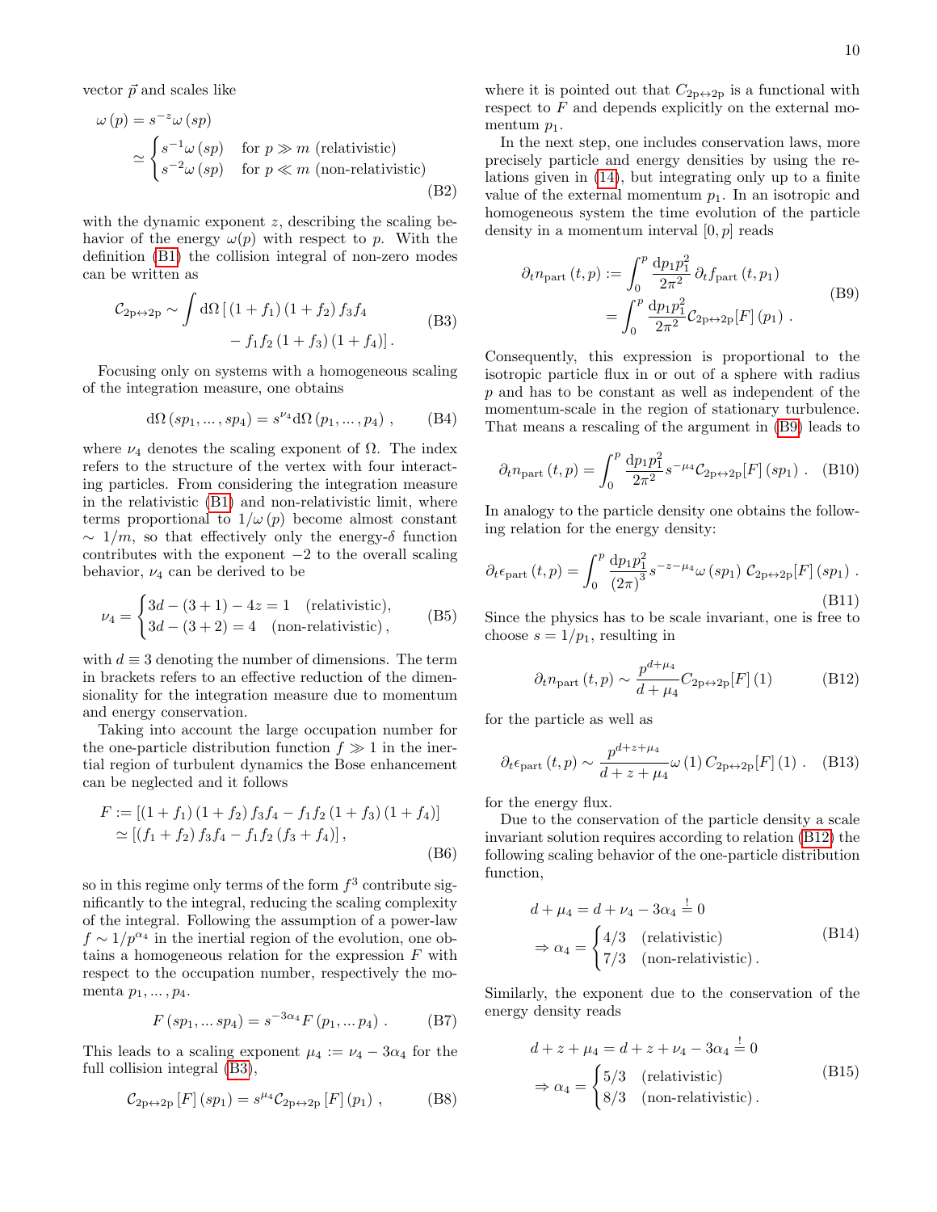vector $\vec{p}$ and scales like

$$\begin{aligned}\omega(p) &= s^{-z}\omega(sp)\\ &\simeq \begin{cases} s^{-1}\omega(sp) & \text{for } p \gg m \text{ (relativistic)}\\ s^{-2}\omega(sp) & \text{for } p \ll m \text{ (non-relativistic)}\end{cases}\end{aligned} \tag{B2}$$

with the dynamic exponent $z$, describing the scaling behavior of the energy $\omega(p)$ with respect to $p$. With the definition (B1) the collision integral of non-zero modes can be written as

$$\begin{aligned}\mathcal{C}_{2p\leftrightarrow 2p} \sim \int \mathrm{d}\Omega\, [\, &(1+f_1)(1+f_2) f_3 f_4 \\ &- f_1 f_2 (1+f_3)(1+f_4)] .\end{aligned} \tag{B3}$$

Focusing only on systems with a homogeneous scaling of the integration measure, one obtains

$$\mathrm{d}\Omega(sp_1, \dots, sp_4) = s^{\nu_4}\mathrm{d}\Omega(p_1, \dots, p_4) , \tag{B4}$$

where $\nu_4$ denotes the scaling exponent of $\Omega$. The index refers to the structure of the vertex with four interacting particles. From considering the integration measure in the relativistic (B1) and non-relativistic limit, where terms proportional to $1/\omega(p)$ become almost constant $\sim 1/m$, so that effectively only the energy-$\delta$ function contributes with the exponent $-2$ to the overall scaling behavior, $\nu_4$ can be derived to be

$$\nu_4 = \begin{cases} 3d - (3+1) - 4z = 1 & \text{(relativistic)},\\ 3d - (3+2) = 4 & \text{(non-relativistic)},\end{cases} \tag{B5}$$

with $d \equiv 3$ denoting the number of dimensions. The term in brackets refers to an effective reduction of the dimensionality for the integration measure due to momentum and energy conservation.

Taking into account the large occupation number for the one-particle distribution function $f \gg 1$ in the inertial region of turbulent dynamics the Bose enhancement can be neglected and it follows

$$\begin{aligned}F &:= [(1+f_1)(1+f_2) f_3 f_4 - f_1 f_2 (1+f_3)(1+f_4)]\\ &\simeq [(f_1+f_2) f_3 f_4 - f_1 f_2 (f_3+f_4)] ,\end{aligned} \tag{B6}$$

so in this regime only terms of the form $f^3$ contribute significantly to the integral, reducing the scaling complexity of the integral. Following the assumption of a power-law $f \sim 1/p^{\alpha_4}$ in the inertial region of the evolution, one obtains a homogeneous relation for the expression $F$ with respect to the occupation number, respectively the momenta $p_1, \dots, p_4$.

$$F(sp_1, \dots sp_4) = s^{-3\alpha_4} F(p_1, \dots p_4) . \tag{B7}$$

This leads to a scaling exponent $\mu_4 := \nu_4 - 3\alpha_4$ for the full collision integral (B3),

$$\mathcal{C}_{2p\leftrightarrow 2p}[F](sp_1) = s^{\mu_4}\mathcal{C}_{2p\leftrightarrow 2p}[F](p_1) , \tag{B8}$$

where it is pointed out that $\mathcal{C}_{2p\leftrightarrow 2p}$ is a functional with respect to $F$ and depends explicitly on the external momentum $p_1$.

In the next step, one includes conservation laws, more precisely particle and energy densities by using the relations given in (14), but integrating only up to a finite value of the external momentum $p_1$. In an isotropic and homogeneous system the time evolution of the particle density in a momentum interval $[0, p]$ reads

$$\begin{aligned}\partial_t n_{\text{part}}(t,p) &:= \int_0^p \frac{\mathrm{d}p_1 p_1^2}{2\pi^2}\,\partial_t f_{\text{part}}(t,p_1)\\ &= \int_0^p \frac{\mathrm{d}p_1 p_1^2}{2\pi^2}\mathcal{C}_{2p\leftrightarrow 2p}[F](p_1) .\end{aligned} \tag{B9}$$

Consequently, this expression is proportional to the isotropic particle flux in or out of a sphere with radius $p$ and has to be constant as well as independent of the momentum-scale in the region of stationary turbulence. That means a rescaling of the argument in (B9) leads to

$$\partial_t n_{\text{part}}(t,p) = \int_0^p \frac{\mathrm{d}p_1 p_1^2}{2\pi^2} s^{-\mu_4}\mathcal{C}_{2p\leftrightarrow 2p}[F](sp_1) . \tag{B10}$$

In analogy to the particle density one obtains the following relation for the energy density:

$$\partial_t \epsilon_{\text{part}}(t,p) = \int_0^p \frac{\mathrm{d}p_1 p_1^2}{(2\pi)^3} s^{-z-\mu_4}\omega(sp_1)\,\mathcal{C}_{2p\leftrightarrow 2p}[F](sp_1) . \tag{B11}$$

Since the physics has to be scale invariant, one is free to choose $s = 1/p_1$, resulting in

$$\partial_t n_{\text{part}}(t,p) \sim \frac{p^{d+\mu_4}}{d+\mu_4}\mathcal{C}_{2p\leftrightarrow 2p}[F](1) \tag{B12}$$

for the particle as well as

$$\partial_t \epsilon_{\text{part}}(t,p) \sim \frac{p^{d+z+\mu_4}}{d+z+\mu_4}\omega(1)\,\mathcal{C}_{2p\leftrightarrow 2p}[F](1) . \tag{B13}$$

for the energy flux.

Due to the conservation of the particle density a scale invariant solution requires according to relation (B12) the following scaling behavior of the one-particle distribution function,

$$\begin{aligned}&d + \mu_4 = d + \nu_4 - 3\alpha_4 \overset{!}{=} 0\\ &\Rightarrow \alpha_4 = \begin{cases} 4/3 & \text{(relativistic)}\\ 7/3 & \text{(non-relativistic)}.\end{cases}\end{aligned} \tag{B14}$$

Similarly, the exponent due to the conservation of the energy density reads

$$\begin{aligned}&d + z + \mu_4 = d + z + \nu_4 - 3\alpha_4 \overset{!}{=} 0\\ &\Rightarrow \alpha_4 = \begin{cases} 5/3 & \text{(relativistic)}\\ 8/3 & \text{(non-relativistic)}.\end{cases}\end{aligned} \tag{B15}$$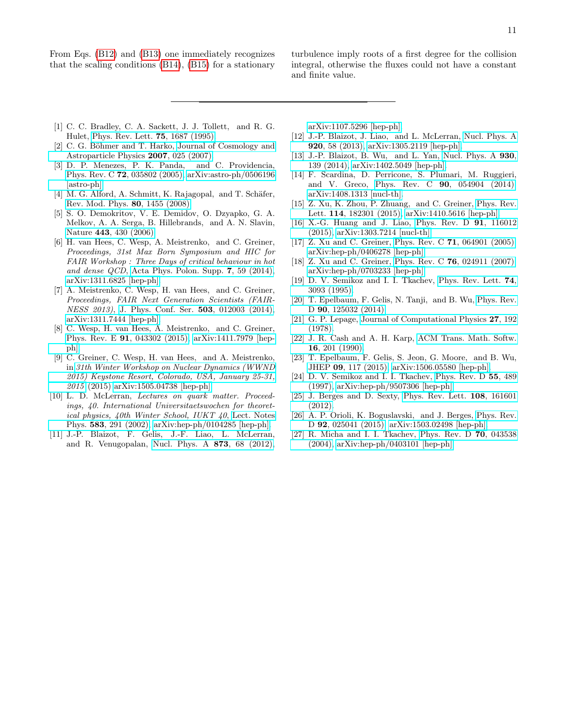From Eqs. (B12) and (B13) one immediately recognizes that the scaling conditions (B14), (B15) for a stationary turbulence imply roots of a first degree for the collision integral, otherwise the fluxes could not have a constant and finite value.

---

[1] C. C. Bradley, C. A. Sackett, J. J. Tollett, and R. G. Hulet, Phys. Rev. Lett. **75**, 1687 (1995).

[2] C. G. Böhmer and T. Harko, Journal of Cosmology and Astroparticle Physics **2007**, 025 (2007).

[3] D. P. Menezes, P. K. Panda, and C. Providencia, Phys. Rev. C **72**, 035802 (2005), arXiv:astro-ph/0506196 [astro-ph].

[4] M. G. Alford, A. Schmitt, K. Rajagopal, and T. Schäfer, Rev. Mod. Phys. **80**, 1455 (2008).

[5] S. O. Demokritov, V. E. Demidov, O. Dzyapko, G. A. Melkov, A. A. Serga, B. Hillebrands, and A. N. Slavin, Nature **443**, 430 (2006).

[6] H. van Hees, C. Wesp, A. Meistrenko, and C. Greiner, *Proceedings, 31st Max Born Symposium and HIC for FAIR Workshop : Three Days of critical behaviour in hot and dense QCD*, Acta Phys. Polon. Supp. **7**, 59 (2014), arXiv:1311.6825 [hep-ph].

[7] A. Meistrenko, C. Wesp, H. van Hees, and C. Greiner, *Proceedings, FAIR Next Generation Scientists (FAIRNESS 2013)*, J. Phys. Conf. Ser. **503**, 012003 (2014), arXiv:1311.7444 [hep-ph].

[8] C. Wesp, H. van Hees, A. Meistrenko, and C. Greiner, Phys. Rev. E **91**, 043302 (2015), arXiv:1411.7979 [hep-ph].

[9] C. Greiner, C. Wesp, H. van Hees, and A. Meistrenko, in *31th Winter Workshop on Nuclear Dynamics (WWND 2015) Keystone Resort, Colorado, USA, January 25-31, 2015* (2015) arXiv:1505.04738 [hep-ph].

[10] L. D. McLerran, *Lectures on quark matter. Proceedings, 40. International Universitaetswochen for theoretical physics, 40th Winter School, IUKT 40*, Lect. Notes Phys. **583**, 291 (2002), arXiv:hep-ph/0104285 [hep-ph].

[11] J.-P. Blaizot, F. Gelis, J.-F. Liao, L. McLerran, and R. Venugopalan, Nucl. Phys. A **873**, 68 (2012), arXiv:1107.5296 [hep-ph].

[12] J.-P. Blaizot, J. Liao, and L. McLerran, Nucl. Phys. A **920**, 58 (2013), arXiv:1305.2119 [hep-ph].

[13] J.-P. Blaizot, B. Wu, and L. Yan, Nucl. Phys. A **930**, 139 (2014), arXiv:1402.5049 [hep-ph].

[14] F. Scardina, D. Perricone, S. Plumari, M. Ruggieri, and V. Greco, Phys. Rev. C **90**, 054904 (2014), arXiv:1408.1313 [nucl-th].

[15] Z. Xu, K. Zhou, P. Zhuang, and C. Greiner, Phys. Rev. Lett. **114**, 182301 (2015), arXiv:1410.5616 [hep-ph].

[16] X.-G. Huang and J. Liao, Phys. Rev. D **91**, 116012 (2015), arXiv:1303.7214 [nucl-th].

[17] Z. Xu and C. Greiner, Phys. Rev. C **71**, 064901 (2005), arXiv:hep-ph/0406278 [hep-ph].

[18] Z. Xu and C. Greiner, Phys. Rev. C **76**, 024911 (2007), arXiv:hep-ph/0703233 [hep-ph].

[19] D. V. Semikoz and I. I. Tkachev, Phys. Rev. Lett. **74**, 3093 (1995).

[20] T. Epelbaum, F. Gelis, N. Tanji, and B. Wu, Phys. Rev. D **90**, 125032 (2014).

[21] G. P. Lepage, Journal of Computational Physics **27**, 192 (1978).

[22] J. R. Cash and A. H. Karp, ACM Trans. Math. Softw. **16**, 201 (1990).

[23] T. Epelbaum, F. Gelis, S. Jeon, G. Moore, and B. Wu, JHEP **09**, 117 (2015), arXiv:1506.05580 [hep-ph].

[24] D. V. Semikoz and I. I. Tkachev, Phys. Rev. D **55**, 489 (1997), arXiv:hep-ph/9507306 [hep-ph].

[25] J. Berges and D. Sexty, Phys. Rev. Lett. **108**, 161601 (2012).

[26] A. P. Orioli, K. Boguslavski, and J. Berges, Phys. Rev. D **92**, 025041 (2015), arXiv:1503.02498 [hep-ph].

[27] R. Micha and I. I. Tkachev, Phys. Rev. D **70**, 043538 (2004), arXiv:hep-ph/0403101 [hep-ph].